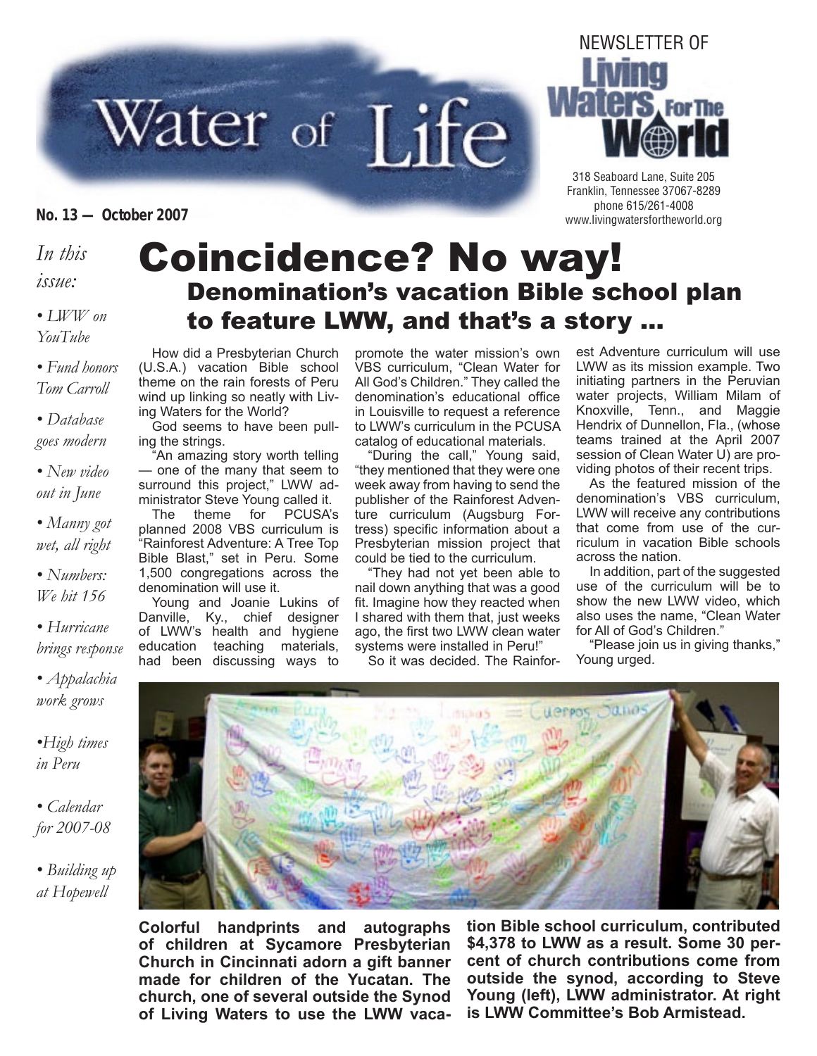# Water of Life

NEWSLETTER OF Living Waters For The World

318 Seaboard Lane, Suite 205
Franklin, Tennessee 37067-8289
phone 615/261-4008
www.livingwatersfortheworld.org

**No. 13 — October 2007**

*In this issue:*

- *LWW on YouTube*
- *Fund honors Tom Carroll*
- *Database goes modern*
- *New video out in June*
- *Manny got wet, all right*
- *Numbers: We hit 156*
- *Hurricane brings response*
- *Appalachia work grows*
- *High times in Peru*
- *Calendar for 2007-08*
- *Building up at Hopewell*

# Coincidence? No way!

## Denomination's vacation Bible school plan to feature LWW, and that's a story ...

How did a Presbyterian Church (U.S.A.) vacation Bible school theme on the rain forests of Peru wind up linking so neatly with Living Waters for the World?

God seems to have been pulling the strings.

"An amazing story worth telling — one of the many that seem to surround this project," LWW administrator Steve Young called it.

The theme for PCUSA's planned 2008 VBS curriculum is "Rainforest Adventure: A Tree Top Bible Blast," set in Peru. Some 1,500 congregations across the denomination will use it.

Young and Joanie Lukins of Danville, Ky., chief designer of LWW's health and hygiene education teaching materials, had been discussing ways to promote the water mission's own VBS curriculum, "Clean Water for All God's Children." They called the denomination's educational office in Louisville to request a reference to LWW's curriculum in the PCUSA catalog of educational materials.

"During the call," Young said, "they mentioned that they were one week away from having to send the publisher of the Rainforest Adventure curriculum (Augsburg Fortress) specific information about a Presbyterian mission project that could be tied to the curriculum.

"They had not yet been able to nail down anything that was a good fit. Imagine how they reacted when I shared with them that, just weeks ago, the first two LWW clean water systems were installed in Peru!"

So it was decided. The Rainforest Adventure curriculum will use LWW as its mission example. Two initiating partners in the Peruvian water projects, William Milam of Knoxville, Tenn., and Maggie Hendrix of Dunnellon, Fla., (whose teams trained at the April 2007 session of Clean Water U) are providing photos of their recent trips.

As the featured mission of the denomination's VBS curriculum, LWW will receive any contributions that come from use of the curriculum in vacation Bible schools across the nation.

In addition, part of the suggested use of the curriculum will be to show the new LWW video, which also uses the name, "Clean Water for All of God's Children."

"Please join us in giving thanks," Young urged.

**Colorful handprints and autographs of children at Sycamore Presbyterian Church in Cincinnati adorn a gift banner made for children of the Yucatan. The church, one of several outside the Synod of Living Waters to use the LWW vacation Bible school curriculum, contributed $4,378 to LWW as a result. Some 30 percent of church contributions come from outside the synod, according to Steve Young (left), LWW administrator. At right is LWW Committee's Bob Armistead.**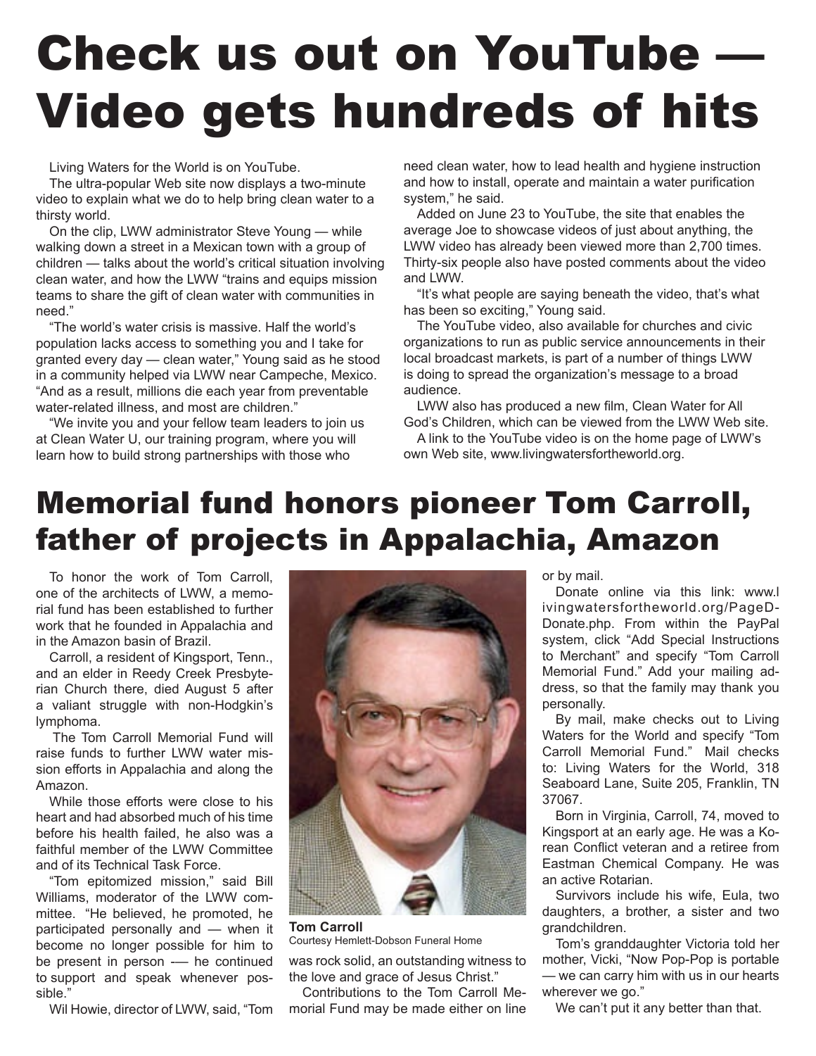# Check us out on YouTube — Video gets hundreds of hits

Living Waters for the World is on YouTube.

The ultra-popular Web site now displays a two-minute video to explain what we do to help bring clean water to a thirsty world.

On the clip, LWW administrator Steve Young — while walking down a street in a Mexican town with a group of children — talks about the world's critical situation involving clean water, and how the LWW "trains and equips mission teams to share the gift of clean water with communities in need."

"The world's water crisis is massive. Half the world's population lacks access to something you and I take for granted every day — clean water," Young said as he stood in a community helped via LWW near Campeche, Mexico. "And as a result, millions die each year from preventable water-related illness, and most are children."

"We invite you and your fellow team leaders to join us at Clean Water U, our training program, where you will learn how to build strong partnerships with those who need clean water, how to lead health and hygiene instruction and how to install, operate and maintain a water purification system," he said.

Added on June 23 to YouTube, the site that enables the average Joe to showcase videos of just about anything, the LWW video has already been viewed more than 2,700 times. Thirty-six people also have posted comments about the video and LWW.

"It's what people are saying beneath the video, that's what has been so exciting," Young said.

The YouTube video, also available for churches and civic organizations to run as public service announcements in their local broadcast markets, is part of a number of things LWW is doing to spread the organization's message to a broad audience.

LWW also has produced a new film, Clean Water for All God's Children, which can be viewed from the LWW Web site.

A link to the YouTube video is on the home page of LWW's own Web site, www.livingwatersfortheworld.org.

# Memorial fund honors pioneer Tom Carroll, father of projects in Appalachia, Amazon

To honor the work of Tom Carroll, one of the architects of LWW, a memorial fund has been established to further work that he founded in Appalachia and in the Amazon basin of Brazil.

Carroll, a resident of Kingsport, Tenn., and an elder in Reedy Creek Presbyterian Church there, died August 5 after a valiant struggle with non-Hodgkin's lymphoma.

The Tom Carroll Memorial Fund will raise funds to further LWW water mission efforts in Appalachia and along the Amazon.

While those efforts were close to his heart and had absorbed much of his time before his health failed, he also was a faithful member of the LWW Committee and of its Technical Task Force.

"Tom epitomized mission," said Bill Williams, moderator of the LWW committee. "He believed, he promoted, he participated personally and — when it become no longer possible for him to be present in person -— he continued to support and speak whenever possible."

Wil Howie, director of LWW, said, "Tom was rock solid, an outstanding witness to the love and grace of Jesus Christ."

**Tom Carroll**
Courtesy Hemlett-Dobson Funeral Home

Contributions to the Tom Carroll Memorial Fund may be made either on line or by mail.

Donate online via this link: www.livingwatersfortheworld.org/PageD-Donate.php. From within the PayPal system, click "Add Special Instructions to Merchant" and specify "Tom Carroll Memorial Fund." Add your mailing address, so that the family may thank you personally.

By mail, make checks out to Living Waters for the World and specify "Tom Carroll Memorial Fund." Mail checks to: Living Waters for the World, 318 Seaboard Lane, Suite 205, Franklin, TN 37067.

Born in Virginia, Carroll, 74, moved to Kingsport at an early age. He was a Korean Conflict veteran and a retiree from Eastman Chemical Company. He was an active Rotarian.

Survivors include his wife, Eula, two daughters, a brother, a sister and two grandchildren.

Tom's granddaughter Victoria told her mother, Vicki, "Now Pop-Pop is portable — we can carry him with us in our hearts wherever we go."

We can't put it any better than that.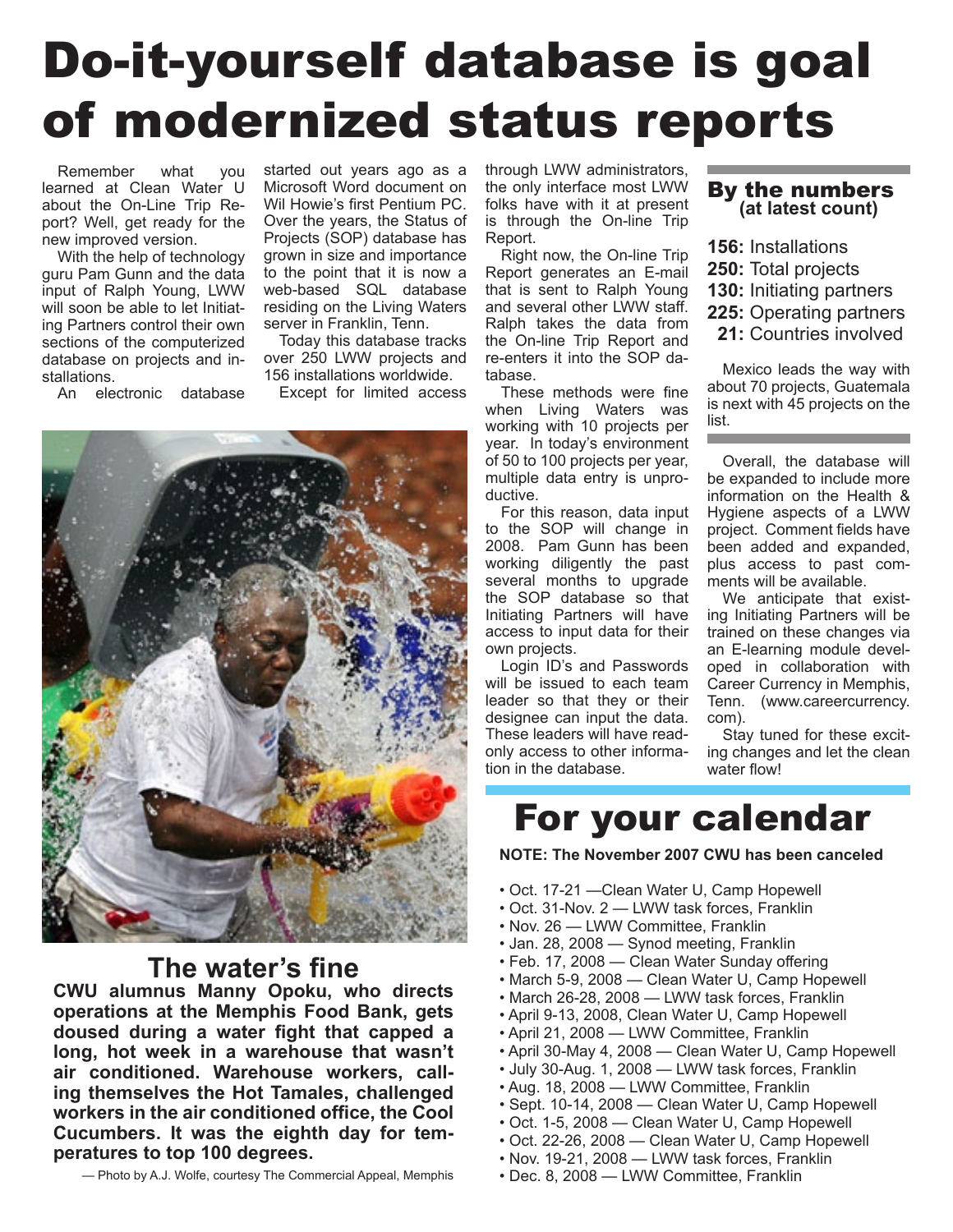# Do-it-yourself database is goal of modernized status reports

Remember what you learned at Clean Water U about the On-Line Trip Report? Well, get ready for the new improved version.

With the help of technology guru Pam Gunn and the data input of Ralph Young, LWW will soon be able to let Initiating Partners control their own sections of the computerized database on projects and installations.

An electronic database started out years ago as a Microsoft Word document on Wil Howie's first Pentium PC. Over the years, the Status of Projects (SOP) database has grown in size and importance to the point that it is now a web-based SQL database residing on the Living Waters server in Franklin, Tenn.

Today this database tracks over 250 LWW projects and 156 installations worldwide.

Except for limited access through LWW administrators, the only interface most LWW folks have with it at present is through the On-line Trip Report.

Right now, the On-line Trip Report generates an E-mail that is sent to Ralph Young and several other LWW staff. Ralph takes the data from the On-line Trip Report and re-enters it into the SOP database.

These methods were fine when Living Waters was working with 10 projects per year. In today's environment of 50 to 100 projects per year, multiple data entry is unproductive.

For this reason, data input to the SOP will change in 2008. Pam Gunn has been working diligently the past several months to upgrade the SOP database so that Initiating Partners will have access to input data for their own projects.

Login ID's and Passwords will be issued to each team leader so that they or their designee can input the data. These leaders will have read-only access to other information in the database.

Overall, the database will be expanded to include more information on the Health & Hygiene aspects of a LWW project. Comment fields have been added and expanded, plus access to past comments will be available.

We anticipate that existing Initiating Partners will be trained on these changes via an E-learning module developed in collaboration with Career Currency in Memphis, Tenn. (www.careercurrency.com).

Stay tuned for these exciting changes and let the clean water flow!

### By the numbers (at latest count)

**156:** Installations
**250:** Total projects
**130:** Initiating partners
**225:** Operating partners
**21:** Countries involved

Mexico leads the way with about 70 projects, Guatemala is next with 45 projects on the list.

## The water's fine

**CWU alumnus Manny Opoku, who directs operations at the Memphis Food Bank, gets doused during a water fight that capped a long, hot week in a warehouse that wasn't air conditioned. Warehouse workers, calling themselves the Hot Tamales, challenged workers in the air conditioned office, the Cool Cucumbers. It was the eighth day for temperatures to top 100 degrees.**

— Photo by A.J. Wolfe, courtesy The Commercial Appeal, Memphis

# For your calendar

**NOTE: The November 2007 CWU has been canceled**

- Oct. 17-21 —Clean Water U, Camp Hopewell
- Oct. 31-Nov. 2 — LWW task forces, Franklin
- Nov. 26 — LWW Committee, Franklin
- Jan. 28, 2008 — Synod meeting, Franklin
- Feb. 17, 2008 — Clean Water Sunday offering
- March 5-9, 2008 — Clean Water U, Camp Hopewell
- March 26-28, 2008 — LWW task forces, Franklin
- April 9-13, 2008, Clean Water U, Camp Hopewell
- April 21, 2008 — LWW Committee, Franklin
- April 30-May 4, 2008 — Clean Water U, Camp Hopewell
- July 30-Aug. 1, 2008 — LWW task forces, Franklin
- Aug. 18, 2008 — LWW Committee, Franklin
- Sept. 10-14, 2008 — Clean Water U, Camp Hopewell
- Oct. 1-5, 2008 — Clean Water U, Camp Hopewell
- Oct. 22-26, 2008 — Clean Water U, Camp Hopewell
- Nov. 19-21, 2008 — LWW task forces, Franklin
- Dec. 8, 2008 — LWW Committee, Franklin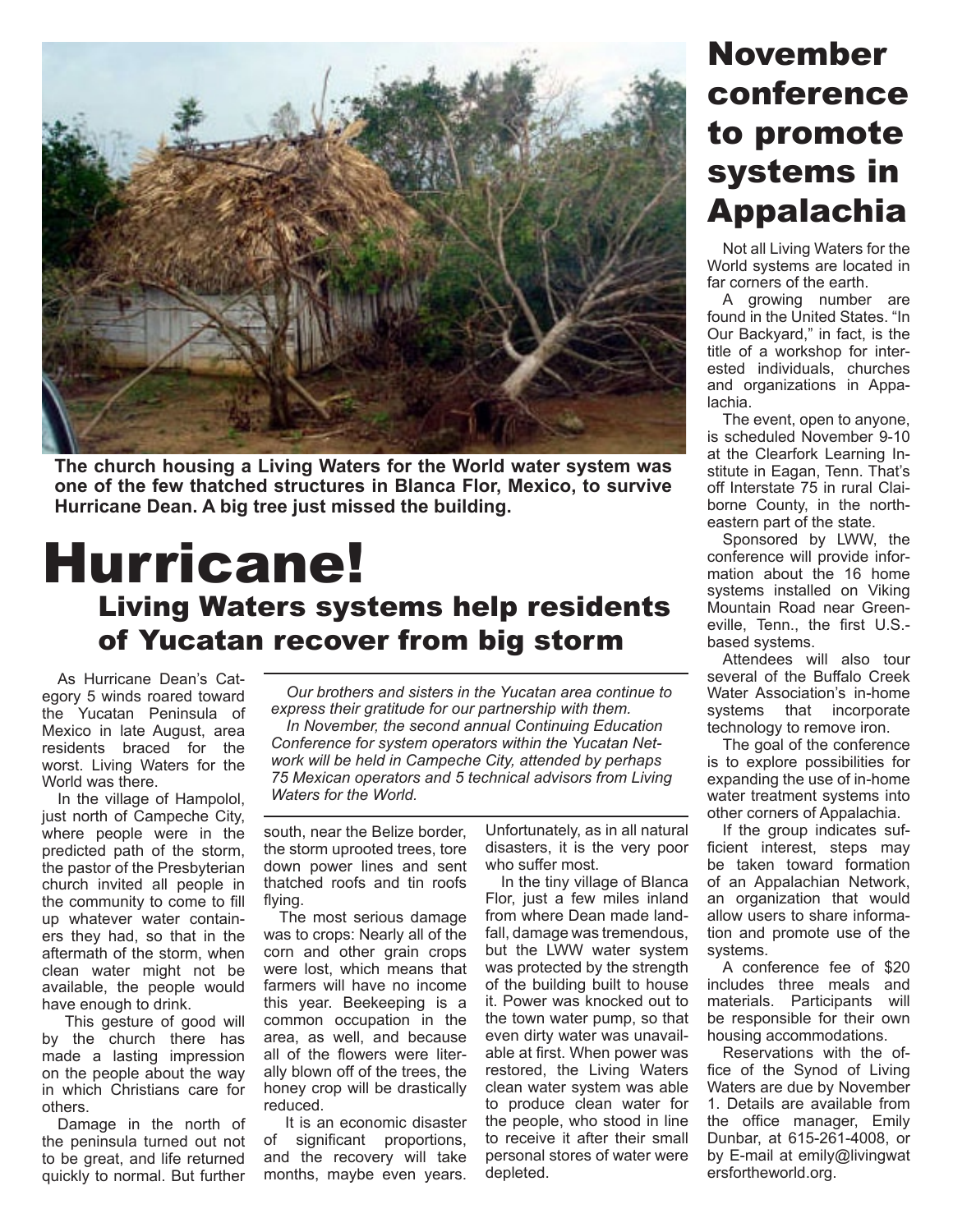The church housing a Living Waters for the World water system was one of the few thatched structures in Blanca Flor, Mexico, to survive Hurricane Dean. A big tree just missed the building.

# Hurricane!

## Living Waters systems help residents of Yucatan recover from big storm

As Hurricane Dean's Category 5 winds roared toward the Yucatan Peninsula of Mexico in late August, area residents braced for the worst. Living Waters for the World was there.

In the village of Hampolol, just north of Campeche City, where people were in the predicted path of the storm, the pastor of the Presbyterian church invited all people in the community to come to fill up whatever water containers they had, so that in the aftermath of the storm, when clean water might not be available, the people would have enough to drink.

This gesture of good will by the church there has made a lasting impression on the people about the way in which Christians care for others.

Damage in the north of the peninsula turned out not to be great, and life returned quickly to normal. But further south, near the Belize border, the storm uprooted trees, tore down power lines and sent thatched roofs and tin roofs flying.

The most serious damage was to crops: Nearly all of the corn and other grain crops were lost, which means that farmers will have no income this year. Beekeeping is a common occupation in the area, as well, and because all of the flowers were literally blown off of the trees, the honey crop will be drastically reduced.

It is an economic disaster of significant proportions, and the recovery will take months, maybe even years. Unfortunately, as in all natural disasters, it is the very poor who suffer most.

In the tiny village of Blanca Flor, just a few miles inland from where Dean made landfall, damage was tremendous, but the LWW water system was protected by the strength of the building built to house it. Power was knocked out to the town water pump, so that even dirty water was unavailable at first. When power was restored, the Living Waters clean water system was able to produce clean water for the people, who stood in line to receive it after their small personal stores of water were depleted.

---

*Our brothers and sisters in the Yucatan area continue to express their gratitude for our partnership with them.*

*In November, the second annual Continuing Education Conference for system operators within the Yucatan Network will be held in Campeche City, attended by perhaps 75 Mexican operators and 5 technical advisors from Living Waters for the World.*

---

# November conference to promote systems in Appalachia

Not all Living Waters for the World systems are located in far corners of the earth.

A growing number are found in the United States. "In Our Backyard," in fact, is the title of a workshop for interested individuals, churches and organizations in Appalachia.

The event, open to anyone, is scheduled November 9-10 at the Clearfork Learning Institute in Eagan, Tenn. That's off Interstate 75 in rural Claiborne County, in the northeastern part of the state.

Sponsored by LWW, the conference will provide information about the 16 home systems installed on Viking Mountain Road near Greeneville, Tenn., the first U.S.-based systems.

Attendees will also tour several of the Buffalo Creek Water Association's in-home systems that incorporate technology to remove iron.

The goal of the conference is to explore possibilities for expanding the use of in-home water treatment systems into other corners of Appalachia.

If the group indicates sufficient interest, steps may be taken toward formation of an Appalachian Network, an organization that would allow users to share information and promote use of the systems.

A conference fee of $20 includes three meals and materials. Participants will be responsible for their own housing accommodations.

Reservations with the office of the Synod of Living Waters are due by November 1. Details are available from the office manager, Emily Dunbar, at 615-261-4008, or by E-mail at emily@livingwatersfortheworld.org.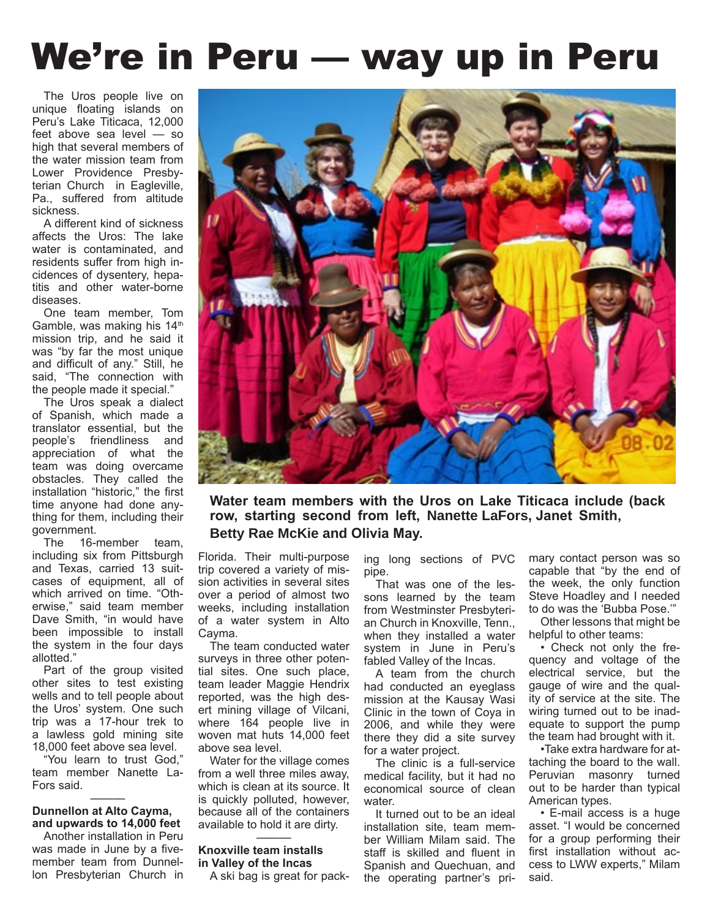# We're in Peru — way up in Peru

The Uros people live on unique floating islands on Peru's Lake Titicaca, 12,000 feet above sea level — so high that several members of the water mission team from Lower Providence Presbyterian Church in Eagleville, Pa., suffered from altitude sickness.

A different kind of sickness affects the Uros: The lake water is contaminated, and residents suffer from high incidences of dysentery, hepatitis and other water-borne diseases.

One team member, Tom Gamble, was making his 14th mission trip, and he said it was "by far the most unique and difficult of any." Still, he said, "The connection with the people made it special."

The Uros speak a dialect of Spanish, which made a translator essential, but the people's friendliness and appreciation of what the team was doing overcame obstacles. They called the installation "historic," the first time anyone had done anything for them, including their government.

The 16-member team, including six from Pittsburgh and Texas, carried 13 suitcases of equipment, all of which arrived on time. "Otherwise," said team member Dave Smith, "in would have been impossible to install the system in the four days allotted."

Part of the group visited other sites to test existing wells and to tell people about the Uros' system. One such trip was a 17-hour trek to a lawless gold mining site 18,000 feet above sea level.

"You learn to trust God," team member Nanette LaFors said.

Water team members with the Uros on Lake Titicaca include (back row, starting second from left, Nanette LaFors, Janet Smith, Betty Rae McKie and Olivia May.

### Dunnellon at Alto Cayma, and upwards to 14,000 feet

Another installation in Peru was made in June by a five-member team from Dunnellon Presbyterian Church in Florida. Their multi-purpose trip covered a variety of mission activities in several sites over a period of almost two weeks, including installation of a water system in Alto Cayma.

The team conducted water surveys in three other potential sites. One such place, team leader Maggie Hendrix reported, was the high desert mining village of Vilcani, where 164 people live in woven mat huts 14,000 feet above sea level.

Water for the village comes from a well three miles away, which is clean at its source. It is quickly polluted, however, because all of the containers available to hold it are dirty.

### Knoxville team installs in Valley of the Incas

A ski bag is great for packing long sections of PVC pipe.

That was one of the lessons learned by the team from Westminster Presbyterian Church in Knoxville, Tenn., when they installed a water system in June in Peru's fabled Valley of the Incas.

A team from the church had conducted an eyeglass mission at the Kausay Wasi Clinic in the town of Coya in 2006, and while they were there they did a site survey for a water project.

The clinic is a full-service medical facility, but it had no economical source of clean water.

It turned out to be an ideal installation site, team member William Milam said. The staff is skilled and fluent in Spanish and Quechuan, and the operating partner's primary contact person was so capable that "by the end of the week, the only function Steve Hoadley and I needed to do was the 'Bubba Pose.'"

Other lessons that might be helpful to other teams:

- Check not only the frequency and voltage of the electrical service, but the gauge of wire and the quality of service at the site. The wiring turned out to be inadequate to support the pump the team had brought with it.
- Take extra hardware for attaching the board to the wall. Peruvian masonry turned out to be harder than typical American types.
- E-mail access is a huge asset. "I would be concerned for a group performing their first installation without access to LWW experts," Milam said.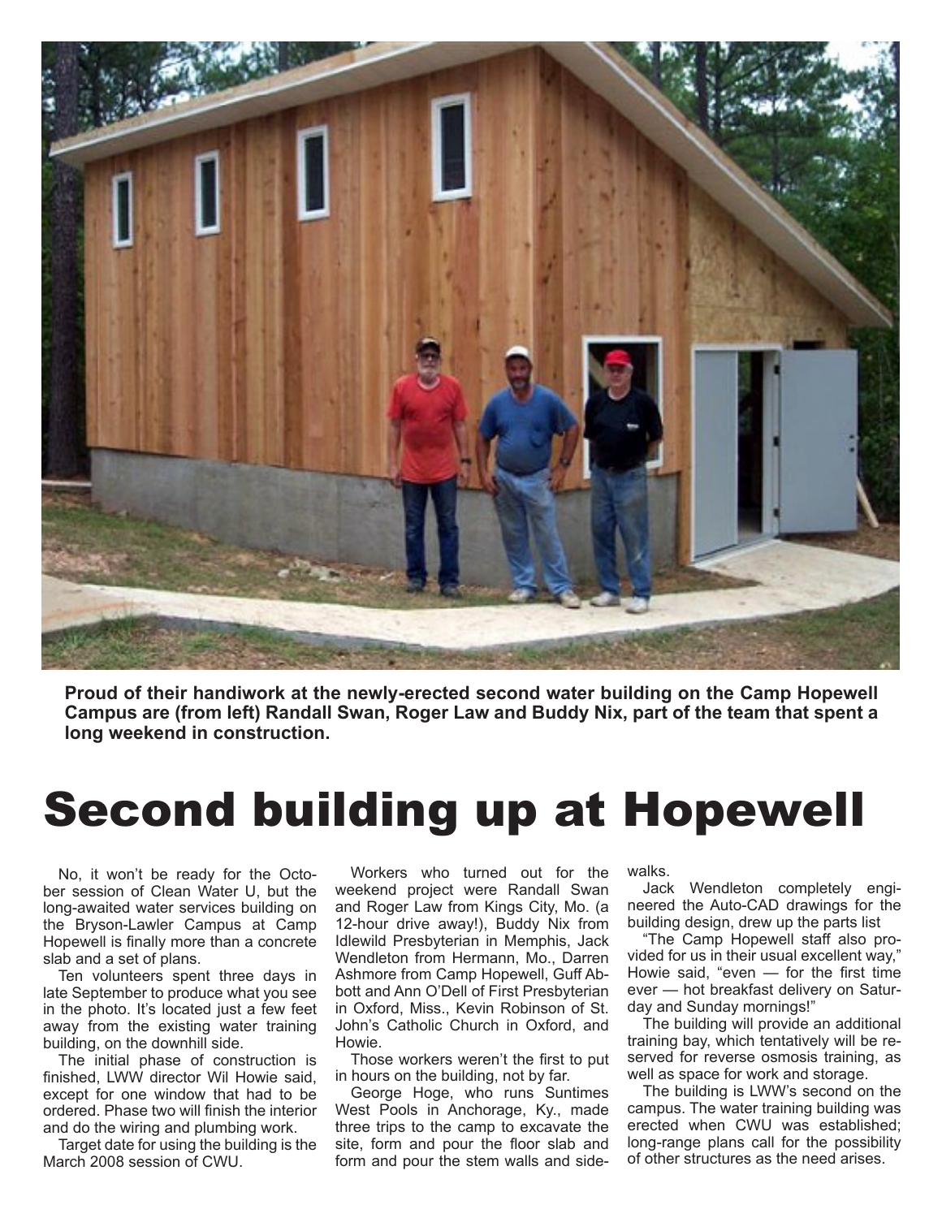**Proud of their handiwork at the newly-erected second water building on the Camp Hopewell Campus are (from left) Randall Swan, Roger Law and Buddy Nix, part of the team that spent a long weekend in construction.**

# Second building up at Hopewell

No, it won't be ready for the October session of Clean Water U, but the long-awaited water services building on the Bryson-Lawler Campus at Camp Hopewell is finally more than a concrete slab and a set of plans.

Ten volunteers spent three days in late September to produce what you see in the photo. It's located just a few feet away from the existing water training building, on the downhill side.

The initial phase of construction is finished, LWW director Wil Howie said, except for one window that had to be ordered. Phase two will finish the interior and do the wiring and plumbing work.

Target date for using the building is the March 2008 session of CWU.

Workers who turned out for the weekend project were Randall Swan and Roger Law from Kings City, Mo. (a 12-hour drive away!), Buddy Nix from Idlewild Presbyterian in Memphis, Jack Wendleton from Hermann, Mo., Darren Ashmore from Camp Hopewell, Guff Abbott and Ann O'Dell of First Presbyterian in Oxford, Miss., Kevin Robinson of St. John's Catholic Church in Oxford, and Howie.

Those workers weren't the first to put in hours on the building, not by far.

George Hoge, who runs Suntimes West Pools in Anchorage, Ky., made three trips to the camp to excavate the site, form and pour the floor slab and form and pour the stem walls and sidewalks.

Jack Wendleton completely engineered the Auto-CAD drawings for the building design, drew up the parts list

"The Camp Hopewell staff also provided for us in their usual excellent way," Howie said, "even — for the first time ever — hot breakfast delivery on Saturday and Sunday mornings!"

The building will provide an additional training bay, which tentatively will be reserved for reverse osmosis training, as well as space for work and storage.

The building is LWW's second on the campus. The water training building was erected when CWU was established; long-range plans call for the possibility of other structures as the need arises.